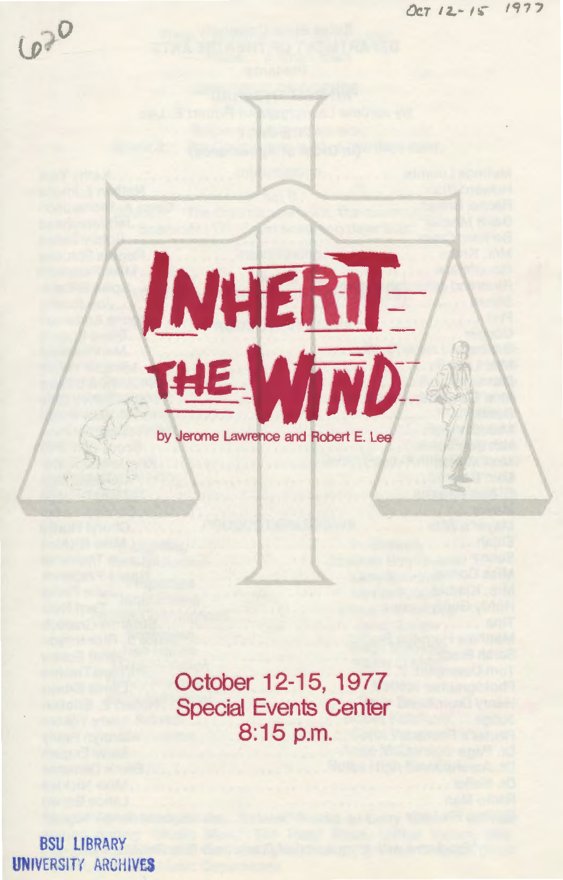Oct 12-15 1977

620

# INHERIT THE WIND

by Jerome Lawrence and Robert E. Lee

October 12-15, 1977
Special Events Center
8:15 p.m.

BSU LIBRARY
UNIVERSITY ARCHIVES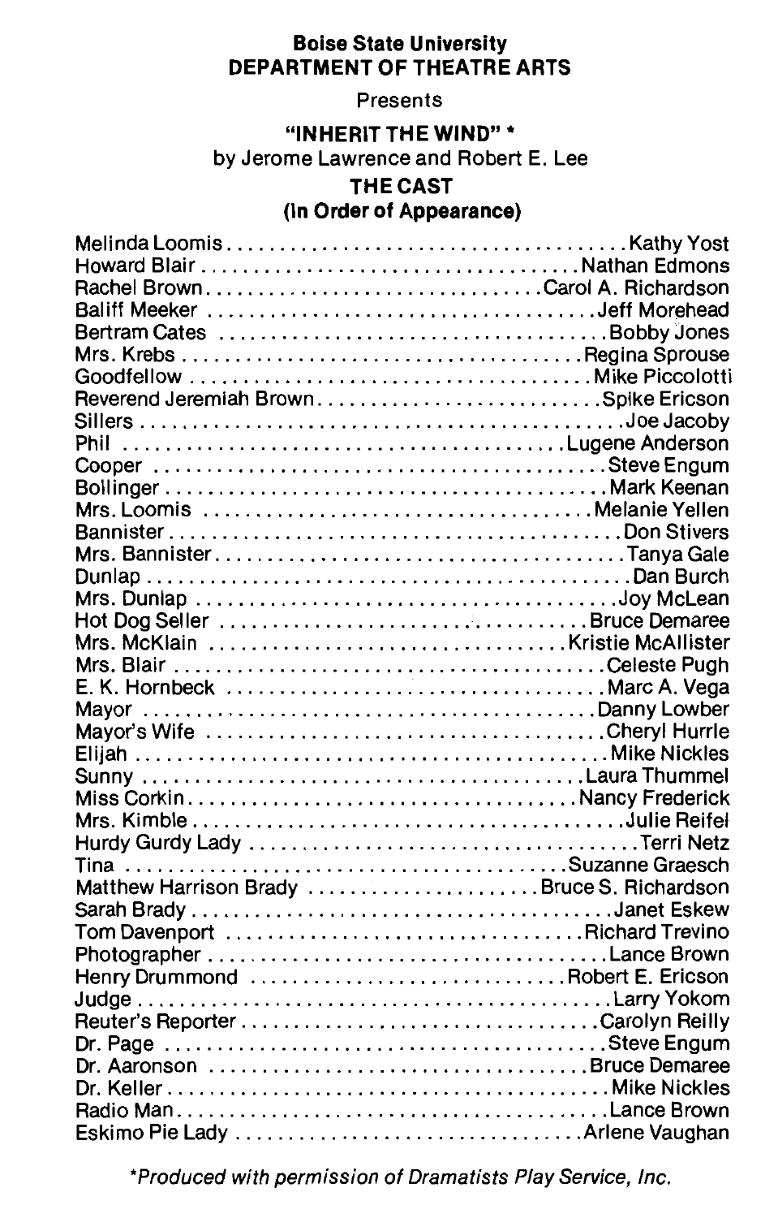**Boise State University**
**DEPARTMENT OF THEATRE ARTS**

Presents

## "INHERIT THE WIND" *

by Jerome Lawrence and Robert E. Lee

### THE CAST
### (In Order of Appearance)

| Role | Actor |
|---|---|
| Melinda Loomis | Kathy Yost |
| Howard Blair | Nathan Edmons |
| Rachel Brown | Carol A. Richardson |
| Baliff Meeker | Jeff Morehead |
| Bertram Cates | Bobby Jones |
| Mrs. Krebs | Regina Sprouse |
| Goodfellow | Mike Piccolotti |
| Reverend Jeremiah Brown | Spike Ericson |
| Sillers | Joe Jacoby |
| Phil | Lugene Anderson |
| Cooper | Steve Engum |
| Bollinger | Mark Keenan |
| Mrs. Loomis | Melanie Yellen |
| Bannister | Don Stivers |
| Mrs. Bannister | Tanya Gale |
| Dunlap | Dan Burch |
| Mrs. Dunlap | Joy McLean |
| Hot Dog Seller | Bruce Demaree |
| Mrs. McKlain | Kristie McAllister |
| Mrs. Blair | Celeste Pugh |
| E. K. Hornbeck | Marc A. Vega |
| Mayor | Danny Lowber |
| Mayor's Wife | Cheryl Hurrle |
| Elijah | Mike Nickles |
| Sunny | Laura Thummel |
| Miss Corkin | Nancy Frederick |
| Mrs. Kimble | Julie Reifel |
| Hurdy Gurdy Lady | Terri Netz |
| Tina | Suzanne Graesch |
| Matthew Harrison Brady | Bruce S. Richardson |
| Sarah Brady | Janet Eskew |
| Tom Davenport | Richard Trevino |
| Photographer | Lance Brown |
| Henry Drummond | Robert E. Ericson |
| Judge | Larry Yokom |
| Reuter's Reporter | Carolyn Reilly |
| Dr. Page | Steve Engum |
| Dr. Aaronson | Bruce Demaree |
| Dr. Keller | Mike Nickles |
| Radio Man | Lance Brown |
| Eskimo Pie Lady | Arlene Vaughan |

*\*Produced with permission of Dramatists Play Service, Inc.*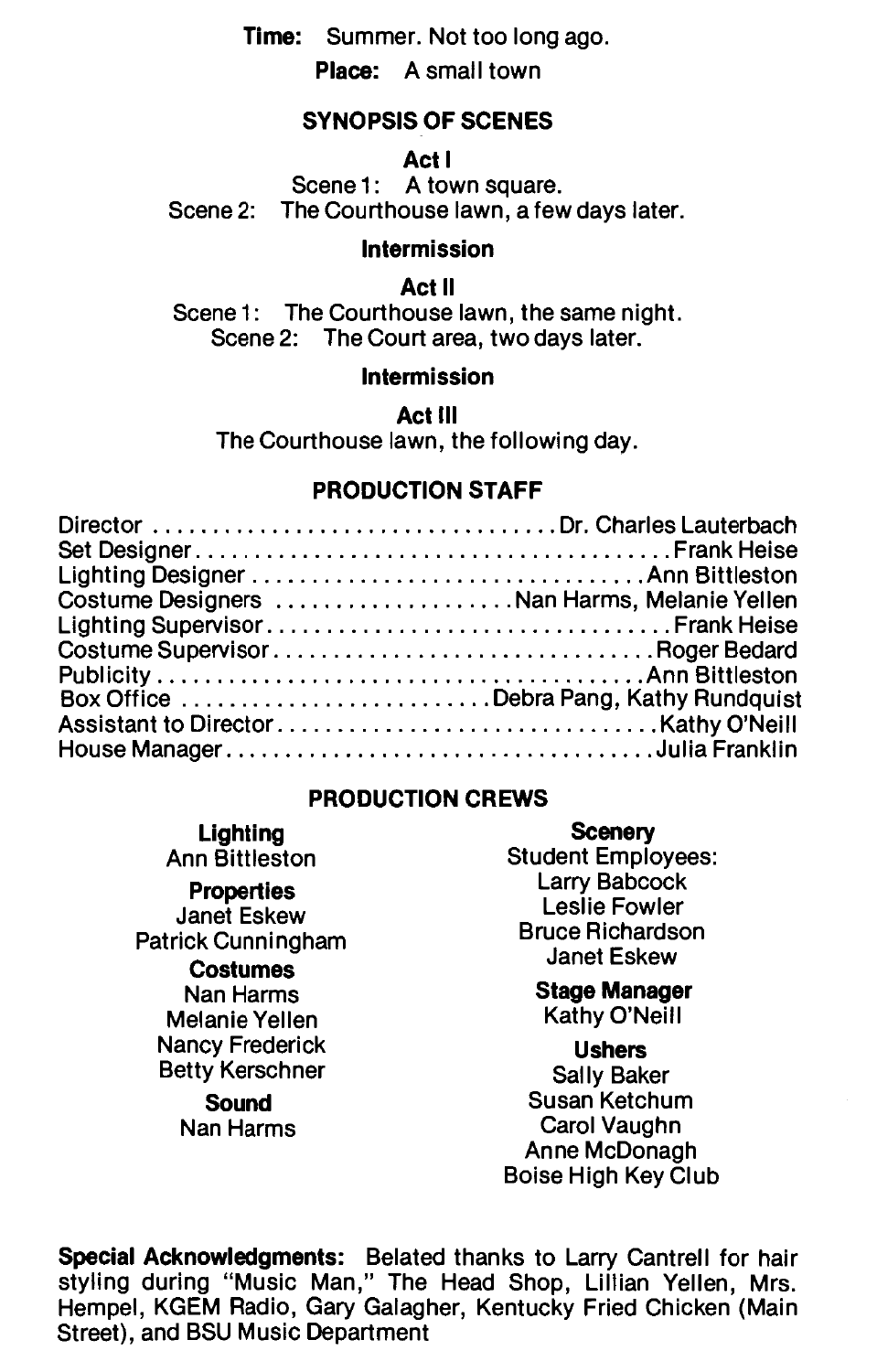**Time:** Summer. Not too long ago.

**Place:** A small town

## SYNOPSIS OF SCENES

### Act I

Scene 1: A town square.
Scene 2: The Courthouse lawn, a few days later.

**Intermission**

### Act II

Scene 1: The Courthouse lawn, the same night.
Scene 2: The Court area, two days later.

**Intermission**

### Act III

The Courthouse lawn, the following day.

## PRODUCTION STAFF

Director .......... Dr. Charles Lauterbach
Set Designer .......... Frank Heise
Lighting Designer .......... Ann Bittleston
Costume Designers .......... Nan Harms, Melanie Yellen
Lighting Supervisor .......... Frank Heise
Costume Supervisor .......... Roger Bedard
Publicity .......... Ann Bittleston
Box Office .......... Debra Pang, Kathy Rundquist
Assistant to Director .......... Kathy O'Neill
House Manager .......... Julia Franklin

## PRODUCTION CREWS

**Lighting**
Ann Bittleston

**Properties**
Janet Eskew
Patrick Cunningham

**Costumes**
Nan Harms
Melanie Yellen
Nancy Frederick
Betty Kerschner

**Sound**
Nan Harms

**Scenery**
Student Employees:
Larry Babcock
Leslie Fowler
Bruce Richardson
Janet Eskew

**Stage Manager**
Kathy O'Neill

**Ushers**
Sally Baker
Susan Ketchum
Carol Vaughn
Anne McDonagh
Boise High Key Club

**Special Acknowledgments:** Belated thanks to Larry Cantrell for hair styling during "Music Man," The Head Shop, Lillian Yellen, Mrs. Hempel, KGEM Radio, Gary Galagher, Kentucky Fried Chicken (Main Street), and BSU Music Department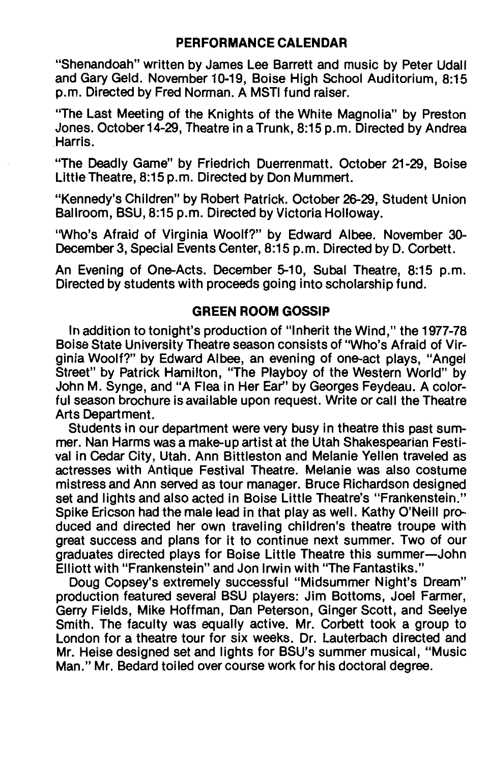## PERFORMANCE CALENDAR

"Shenandoah" written by James Lee Barrett and music by Peter Udall and Gary Geld. November 10-19, Boise High School Auditorium, 8:15 p.m. Directed by Fred Norman. A MSTI fund raiser.

"The Last Meeting of the Knights of the White Magnolia" by Preston Jones. October 14-29, Theatre in a Trunk, 8:15 p.m. Directed by Andrea Harris.

"The Deadly Game" by Friedrich Duerrenmatt. October 21-29, Boise Little Theatre, 8:15 p.m. Directed by Don Mummert.

"Kennedy's Children" by Robert Patrick. October 26-29, Student Union Ballroom, BSU, 8:15 p.m. Directed by Victoria Holloway.

"Who's Afraid of Virginia Woolf?" by Edward Albee. November 30-December 3, Special Events Center, 8:15 p.m. Directed by D. Corbett.

An Evening of One-Acts. December 5-10, Subal Theatre, 8:15 p.m. Directed by students with proceeds going into scholarship fund.

## GREEN ROOM GOSSIP

In addition to tonight's production of "Inherit the Wind," the 1977-78 Boise State University Theatre season consists of "Who's Afraid of Virginia Woolf?" by Edward Albee, an evening of one-act plays, "Angel Street" by Patrick Hamilton, "The Playboy of the Western World" by John M. Synge, and "A Flea in Her Ear" by Georges Feydeau. A colorful season brochure is available upon request. Write or call the Theatre Arts Department.

Students in our department were very busy in theatre this past summer. Nan Harms was a make-up artist at the Utah Shakespearian Festival in Cedar City, Utah. Ann Bittleston and Melanie Yellen traveled as actresses with Antique Festival Theatre. Melanie was also costume mistress and Ann served as tour manager. Bruce Richardson designed set and lights and also acted in Boise Little Theatre's "Frankenstein." Spike Ericson had the male lead in that play as well. Kathy O'Neill produced and directed her own traveling children's theatre troupe with great success and plans for it to continue next summer. Two of our graduates directed plays for Boise Little Theatre this summer—John Elliott with "Frankenstein" and Jon Irwin with "The Fantastiks."

Doug Copsey's extremely successful "Midsummer Night's Dream" production featured several BSU players: Jim Bottoms, Joel Farmer, Gerry Fields, Mike Hoffman, Dan Peterson, Ginger Scott, and Seelye Smith. The faculty was equally active. Mr. Corbett took a group to London for a theatre tour for six weeks. Dr. Lauterbach directed and Mr. Heise designed set and lights for BSU's summer musical, "Music Man." Mr. Bedard toiled over course work for his doctoral degree.